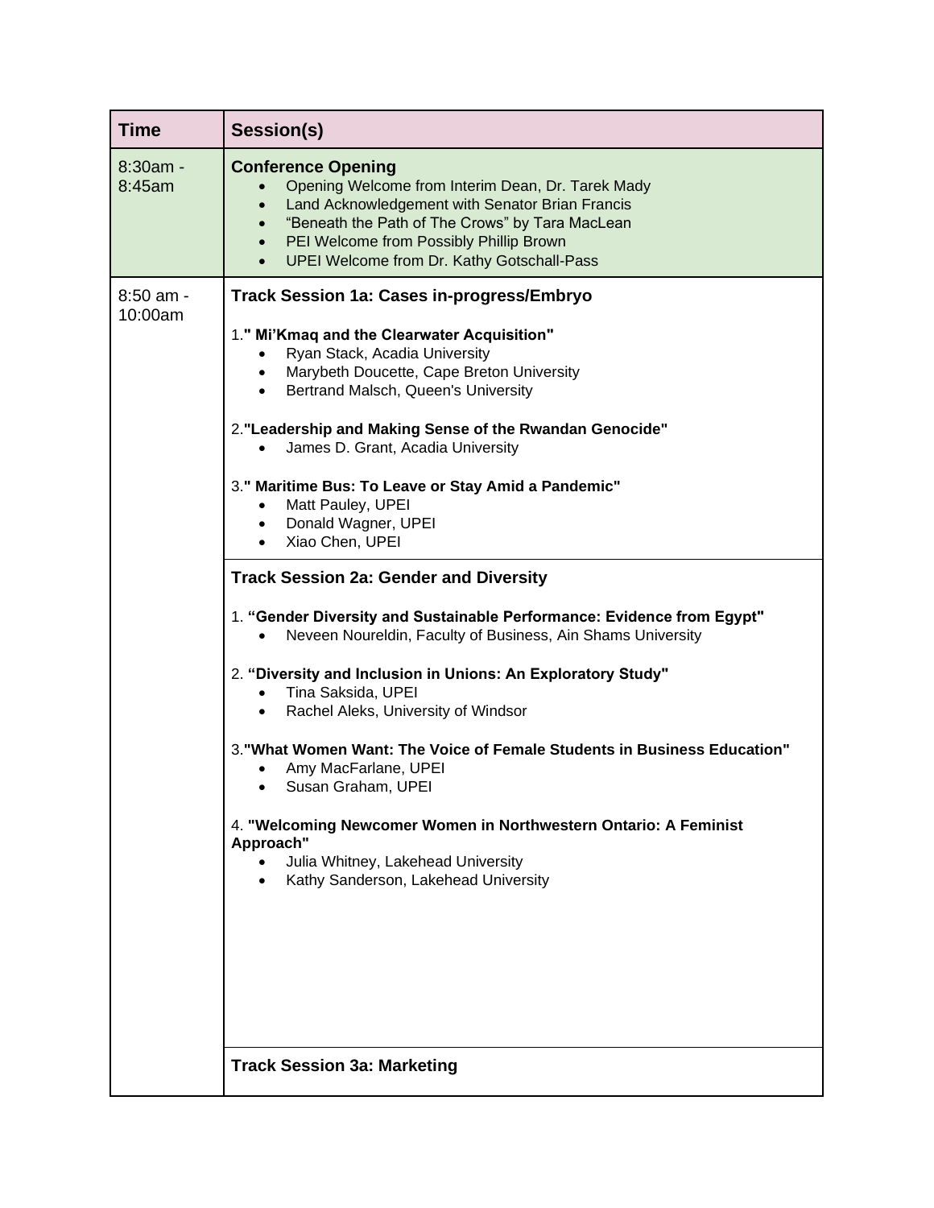| Time | Session(s) |
| --- | --- |
| 8:30am - 8:45am | **Conference Opening**<br>• Opening Welcome from Interim Dean, Dr. Tarek Mady<br>• Land Acknowledgement with Senator Brian Francis<br>• "Beneath the Path of The Crows" by Tara MacLean<br>• PEI Welcome from Possibly Phillip Brown<br>• UPEI Welcome from Dr. Kathy Gotschall-Pass |
| 8:50 am - 10:00am | **Track Session 1a: Cases in-progress/Embryo**<br><br>1.**" Mi'Kmaq and the Clearwater Acquisition"**<br>• Ryan Stack, Acadia University<br>• Marybeth Doucette, Cape Breton University<br>• Bertrand Malsch, Queen's University<br><br>2.**"Leadership and Making Sense of the Rwandan Genocide"**<br>• James D. Grant, Acadia University<br><br>3.**" Maritime Bus: To Leave or Stay Amid a Pandemic"**<br>• Matt Pauley, UPEI<br>• Donald Wagner, UPEI<br>• Xiao Chen, UPEI |
| | **Track Session 2a: Gender and Diversity**<br><br>1. **"Gender Diversity and Sustainable Performance: Evidence from Egypt"**<br>• Neveen Noureldin, Faculty of Business, Ain Shams University<br><br>2. **"Diversity and Inclusion in Unions: An Exploratory Study"**<br>• Tina Saksida, UPEI<br>• Rachel Aleks, University of Windsor<br><br>3.**"What Women Want: The Voice of Female Students in Business Education"**<br>• Amy MacFarlane, UPEI<br>• Susan Graham, UPEI<br><br>4. **"Welcoming Newcomer Women in Northwestern Ontario: A Feminist Approach"**<br>• Julia Whitney, Lakehead University<br>• Kathy Sanderson, Lakehead University |
| | **Track Session 3a: Marketing** |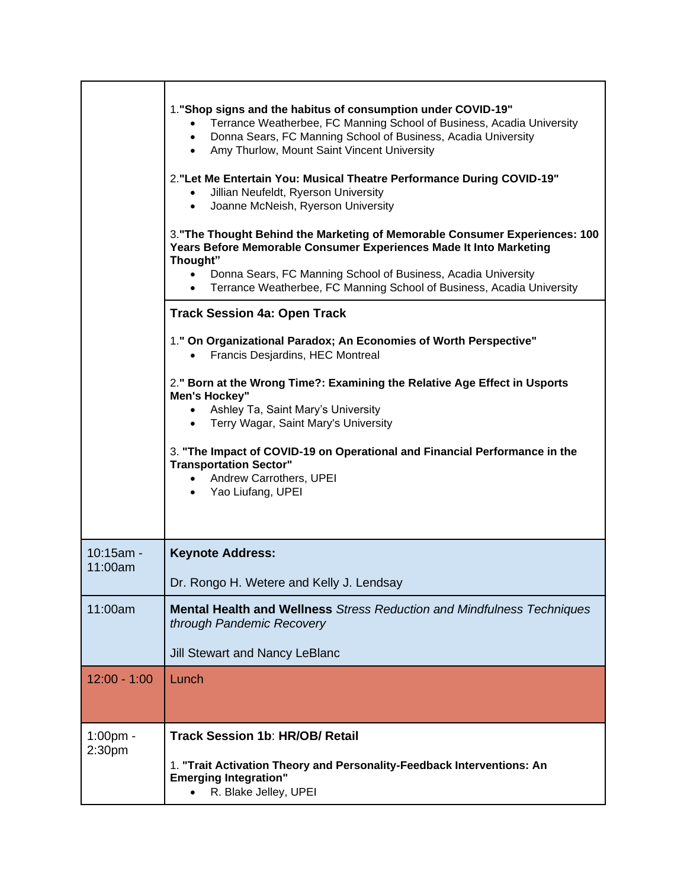| | |
|---|---|
| | 1. **"Shop signs and the habitus of consumption under COVID-19"**<br>• Terrance Weatherbee, FC Manning School of Business, Acadia University<br>• Donna Sears, FC Manning School of Business, Acadia University<br>• Amy Thurlow, Mount Saint Vincent University<br><br>2. **"Let Me Entertain You: Musical Theatre Performance During COVID-19"**<br>• Jillian Neufeldt, Ryerson University<br>• Joanne McNeish, Ryerson University<br><br>3. **"The Thought Behind the Marketing of Memorable Consumer Experiences: 100 Years Before Memorable Consumer Experiences Made It Into Marketing Thought"**<br>• Donna Sears, FC Manning School of Business, Acadia University<br>• Terrance Weatherbee, FC Manning School of Business, Acadia University |
| | **Track Session 4a: Open Track**<br><br>1. **" On Organizational Paradox; An Economies of Worth Perspective"**<br>• Francis Desjardins, HEC Montreal<br><br>2. **" Born at the Wrong Time?: Examining the Relative Age Effect in Usports Men's Hockey"**<br>• Ashley Ta, Saint Mary's University<br>• Terry Wagar, Saint Mary's University<br><br>3. **"The Impact of COVID-19 on Operational and Financial Performance in the Transportation Sector"**<br>• Andrew Carrothers, UPEI<br>• Yao Liufang, UPEI |
| 10:15am - 11:00am | **Keynote Address:**<br><br>Dr. Rongo H. Wetere and Kelly J. Lendsay |
| 11:00am | **Mental Health and Wellness** *Stress Reduction and Mindfulness Techniques through Pandemic Recovery*<br><br>Jill Stewart and Nancy LeBlanc |
| 12:00 - 1:00 | Lunch |
| 1:00pm - 2:30pm | **Track Session 1b**: **HR/OB/ Retail**<br><br>1. **"Trait Activation Theory and Personality-Feedback Interventions: An Emerging Integration"**<br>• R. Blake Jelley, UPEI |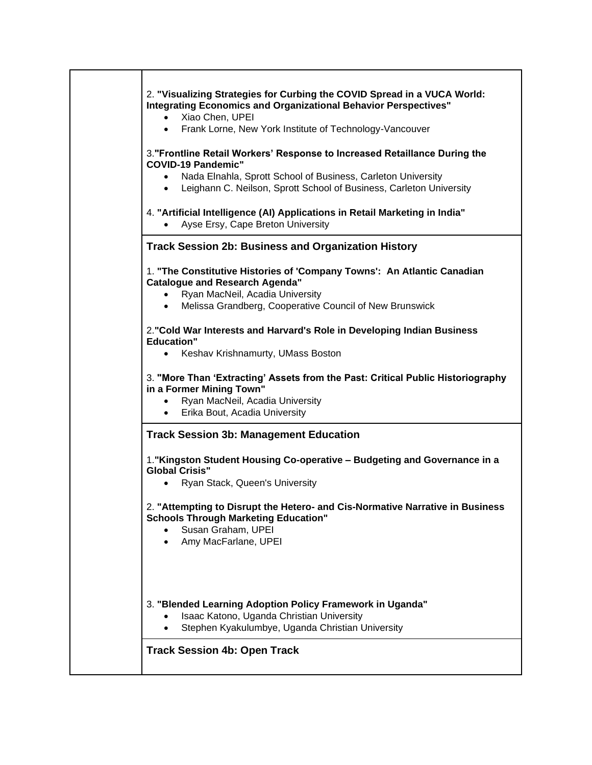2. **"Visualizing Strategies for Curbing the COVID Spread in a VUCA World: Integrating Economics and Organizational Behavior Perspectives"**
- Xiao Chen, UPEI
- Frank Lorne, New York Institute of Technology-Vancouver

3.**"Frontline Retail Workers' Response to Increased Retaillance During the COVID-19 Pandemic"**
- Nada Elnahla, Sprott School of Business, Carleton University
- Leighann C. Neilson, Sprott School of Business, Carleton University

4. **"Artificial Intelligence (AI) Applications in Retail Marketing in India"**
- Ayse Ersy, Cape Breton University

### Track Session 2b: Business and Organization History

1. **"The Constitutive Histories of 'Company Towns': An Atlantic Canadian Catalogue and Research Agenda"**
- Ryan MacNeil, Acadia University
- Melissa Grandberg, Cooperative Council of New Brunswick

2.**"Cold War Interests and Harvard's Role in Developing Indian Business Education"**
- Keshav Krishnamurty, UMass Boston

3. **"More Than 'Extracting' Assets from the Past: Critical Public Historiography in a Former Mining Town"**
- Ryan MacNeil, Acadia University
- Erika Bout, Acadia University

### Track Session 3b: Management Education

1.**"Kingston Student Housing Co-operative – Budgeting and Governance in a Global Crisis"**
- Ryan Stack, Queen's University

2. **"Attempting to Disrupt the Hetero- and Cis-Normative Narrative in Business Schools Through Marketing Education"**
- Susan Graham, UPEI
- Amy MacFarlane, UPEI

3. **"Blended Learning Adoption Policy Framework in Uganda"**
- Isaac Katono, Uganda Christian University
- Stephen Kyakulumbye, Uganda Christian University

### Track Session 4b: Open Track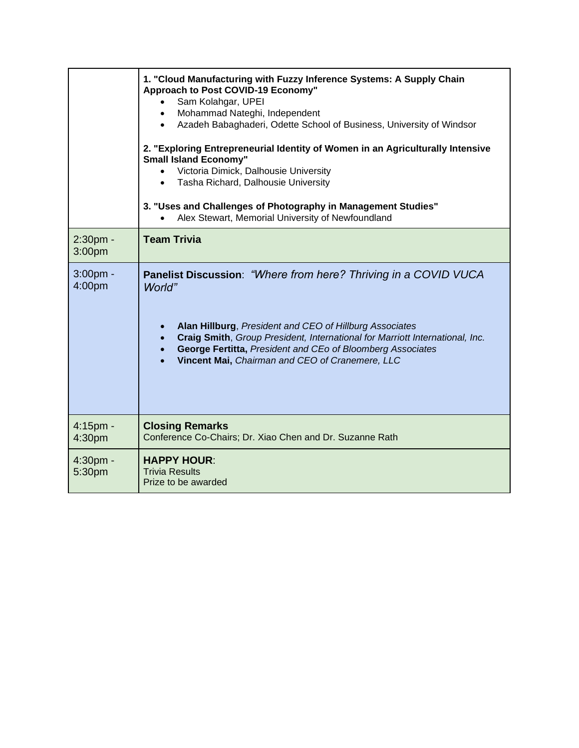| | |
|---|---|
| | **1. "Cloud Manufacturing with Fuzzy Inference Systems: A Supply Chain Approach to Post COVID-19 Economy"**<br>• Sam Kolahgar, UPEI<br>• Mohammad Nateghi, Independent<br>• Azadeh Babaghaderi, Odette School of Business, University of Windsor<br><br>**2. "Exploring Entrepreneurial Identity of Women in an Agriculturally Intensive Small Island Economy"**<br>• Victoria Dimick, Dalhousie University<br>• Tasha Richard, Dalhousie University<br><br>**3. "Uses and Challenges of Photography in Management Studies"**<br>• Alex Stewart, Memorial University of Newfoundland |
| 2:30pm - 3:00pm | **Team Trivia** |
| 3:00pm - 4:00pm | **Panelist Discussion**: *"Where from here? Thriving in a COVID VUCA World"*<br><br>• **Alan Hillburg**, *President and CEO of Hillburg Associates*<br>• **Craig Smith**, *Group President, International for Marriott International, Inc.*<br>• **George Fertitta,** *President and CEo of Bloomberg Associates*<br>• **Vincent Mai,** *Chairman and CEO of Cranemere, LLC* |
| 4:15pm - 4:30pm | **Closing Remarks**<br>Conference Co-Chairs; Dr. Xiao Chen and Dr. Suzanne Rath |
| 4:30pm - 5:30pm | **HAPPY HOUR**:<br>Trivia Results<br>Prize to be awarded |